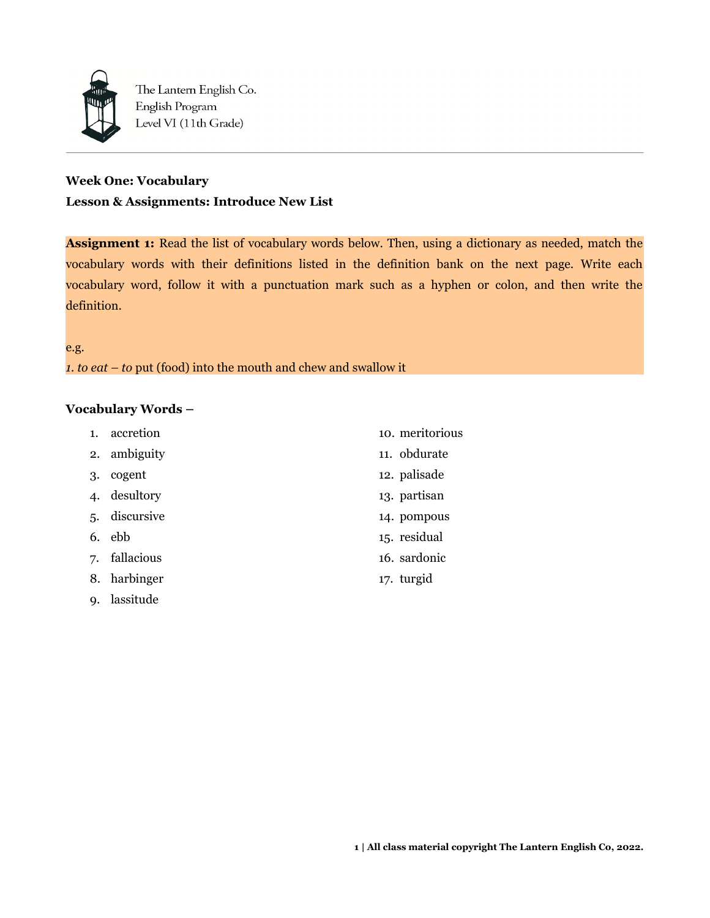The Lantern English Co.
English Program
Level VI (11th Grade)

---

**Week One: Vocabulary**

**Lesson & Assignments: Introduce New List**

**Assignment 1:** Read the list of vocabulary words below. Then, using a dictionary as needed, match the vocabulary words with their definitions listed in the definition bank on the next page. Write each vocabulary word, follow it with a punctuation mark such as a hyphen or colon, and then write the definition.

e.g.
*1. to eat – to* put (food) into the mouth and chew and swallow it

**Vocabulary Words –**

1. accretion
2. ambiguity
3. cogent
4. desultory
5. discursive
6. ebb
7. fallacious
8. harbinger
9. lassitude
10. meritorious
11. obdurate
12. palisade
13. partisan
14. pompous
15. residual
16. sardonic
17. turgid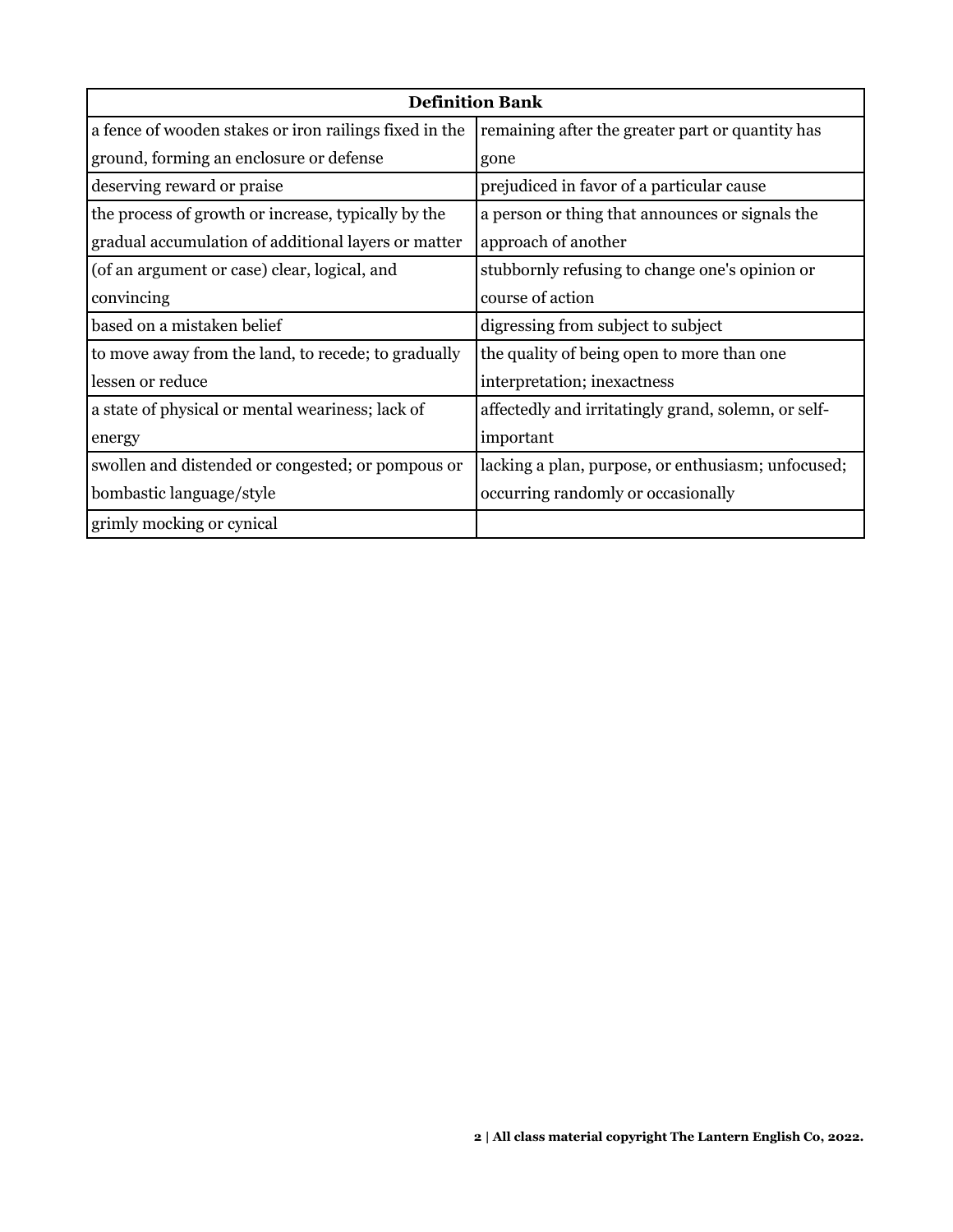| Definition Bank | |
|---|---|
| a fence of wooden stakes or iron railings fixed in the ground, forming an enclosure or defense | remaining after the greater part or quantity has gone |
| deserving reward or praise | prejudiced in favor of a particular cause |
| the process of growth or increase, typically by the gradual accumulation of additional layers or matter | a person or thing that announces or signals the approach of another |
| (of an argument or case) clear, logical, and convincing | stubbornly refusing to change one's opinion or course of action |
| based on a mistaken belief | digressing from subject to subject |
| to move away from the land, to recede; to gradually lessen or reduce | the quality of being open to more than one interpretation; inexactness |
| a state of physical or mental weariness; lack of energy | affectedly and irritatingly grand, solemn, or self-important |
| swollen and distended or congested; or pompous or bombastic language/style | lacking a plan, purpose, or enthusiasm; unfocused; occurring randomly or occasionally |
| grimly mocking or cynical | |

**2 | All class material copyright The Lantern English Co, 2022.**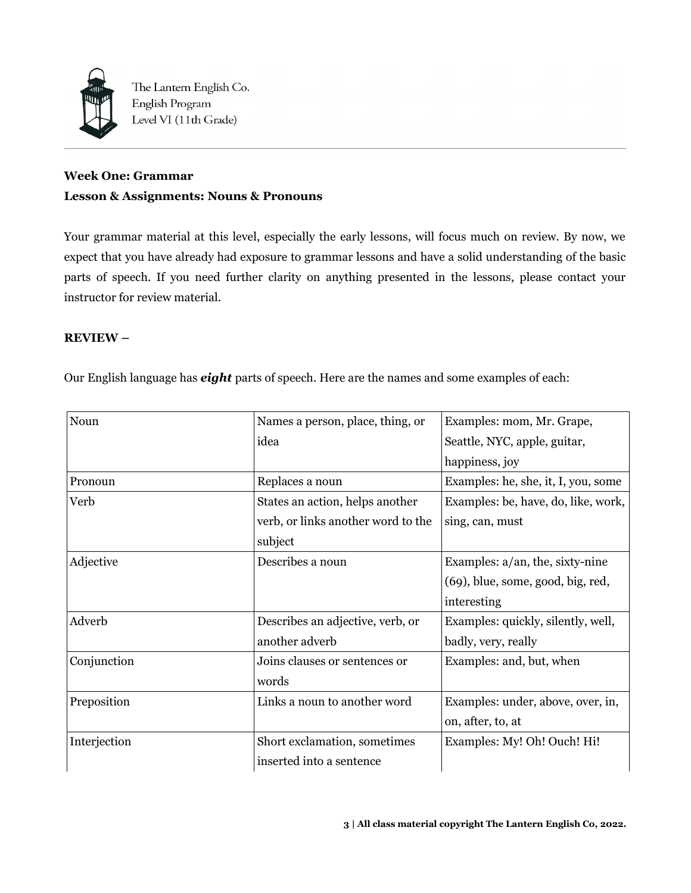**Week One: Grammar**

**Lesson & Assignments: Nouns & Pronouns**

Your grammar material at this level, especially the early lessons, will focus much on review. By now, we expect that you have already had exposure to grammar lessons and have a solid understanding of the basic parts of speech. If you need further clarity on anything presented in the lessons, please contact your instructor for review material.

**REVIEW –**

Our English language has ***eight*** parts of speech. Here are the names and some examples of each:

| | | |
|---|---|---|
| Noun | Names a person, place, thing, or idea | Examples: mom, Mr. Grape, Seattle, NYC, apple, guitar, happiness, joy |
| Pronoun | Replaces a noun | Examples: he, she, it, I, you, some |
| Verb | States an action, helps another verb, or links another word to the subject | Examples: be, have, do, like, work, sing, can, must |
| Adjective | Describes a noun | Examples: a/an, the, sixty-nine (69), blue, some, good, big, red, interesting |
| Adverb | Describes an adjective, verb, or another adverb | Examples: quickly, silently, well, badly, very, really |
| Conjunction | Joins clauses or sentences or words | Examples: and, but, when |
| Preposition | Links a noun to another word | Examples: under, above, over, in, on, after, to, at |
| Interjection | Short exclamation, sometimes inserted into a sentence | Examples: My! Oh! Ouch! Hi! |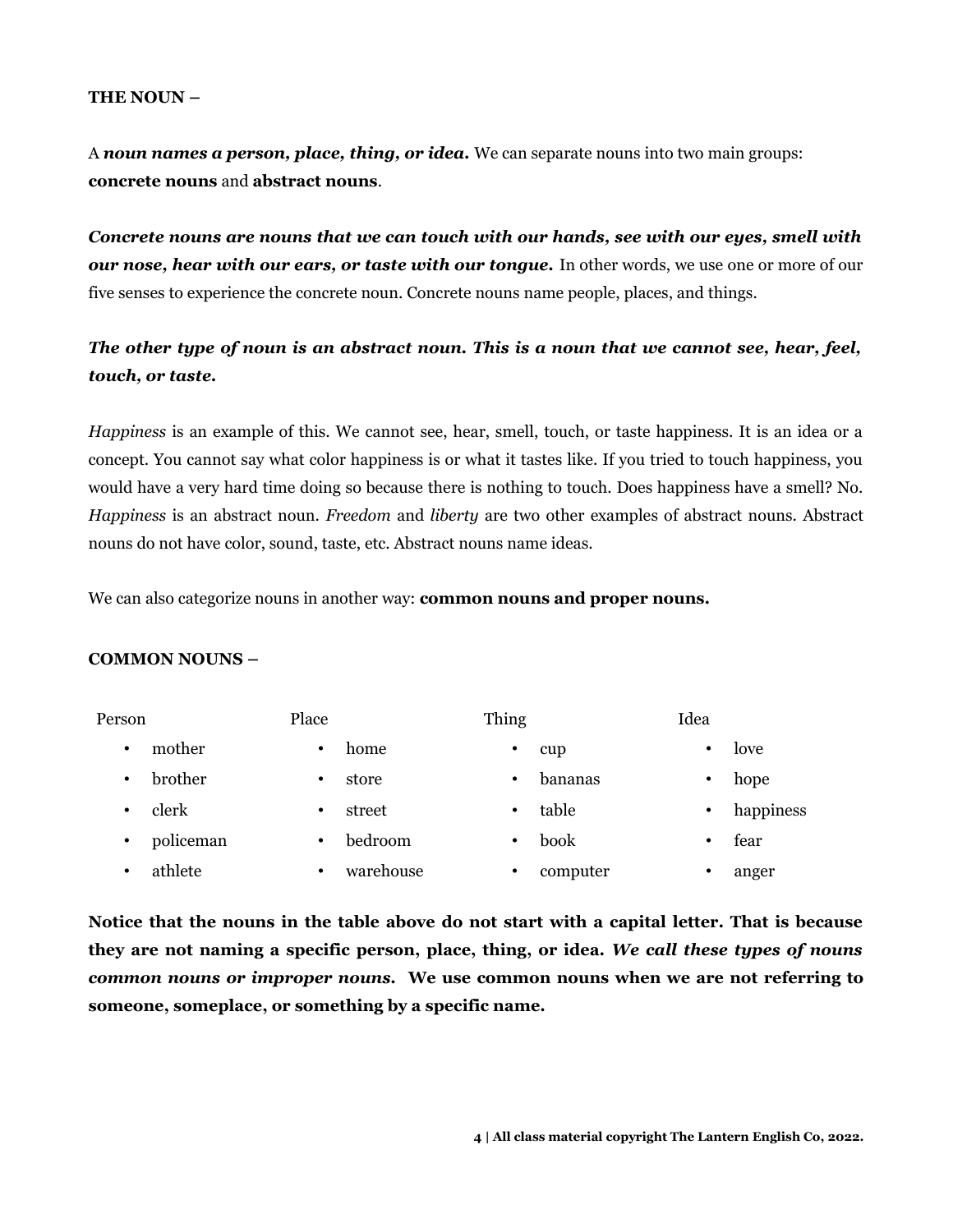**THE NOUN –**

A ***noun names a person, place, thing, or idea.*** We can separate nouns into two main groups: **concrete nouns** and **abstract nouns**.

***Concrete nouns are nouns that we can touch with our hands, see with our eyes, smell with our nose, hear with our ears, or taste with our tongue.*** In other words, we use one or more of our five senses to experience the concrete noun. Concrete nouns name people, places, and things.

***The other type of noun is an abstract noun. This is a noun that we cannot see, hear, feel, touch, or taste.***

*Happiness* is an example of this. We cannot see, hear, smell, touch, or taste happiness. It is an idea or a concept. You cannot say what color happiness is or what it tastes like. If you tried to touch happiness, you would have a very hard time doing so because there is nothing to touch. Does happiness have a smell? No. *Happiness* is an abstract noun. *Freedom* and *liberty* are two other examples of abstract nouns. Abstract nouns do not have color, sound, taste, etc. Abstract nouns name ideas.

We can also categorize nouns in another way: **common nouns and proper nouns.**

**COMMON NOUNS –**

| Person | Place | Thing | Idea |
|---|---|---|---|
| • mother | • home | • cup | • love |
| • brother | • store | • bananas | • hope |
| • clerk | • street | • table | • happiness |
| • policeman | • bedroom | • book | • fear |
| • athlete | • warehouse | • computer | • anger |

**Notice that the nouns in the table above do not start with a capital letter. That is because they are not naming a specific person, place, thing, or idea. *We call these types of nouns common nouns or improper nouns.* We use common nouns when we are not referring to someone, someplace, or something by a specific name.**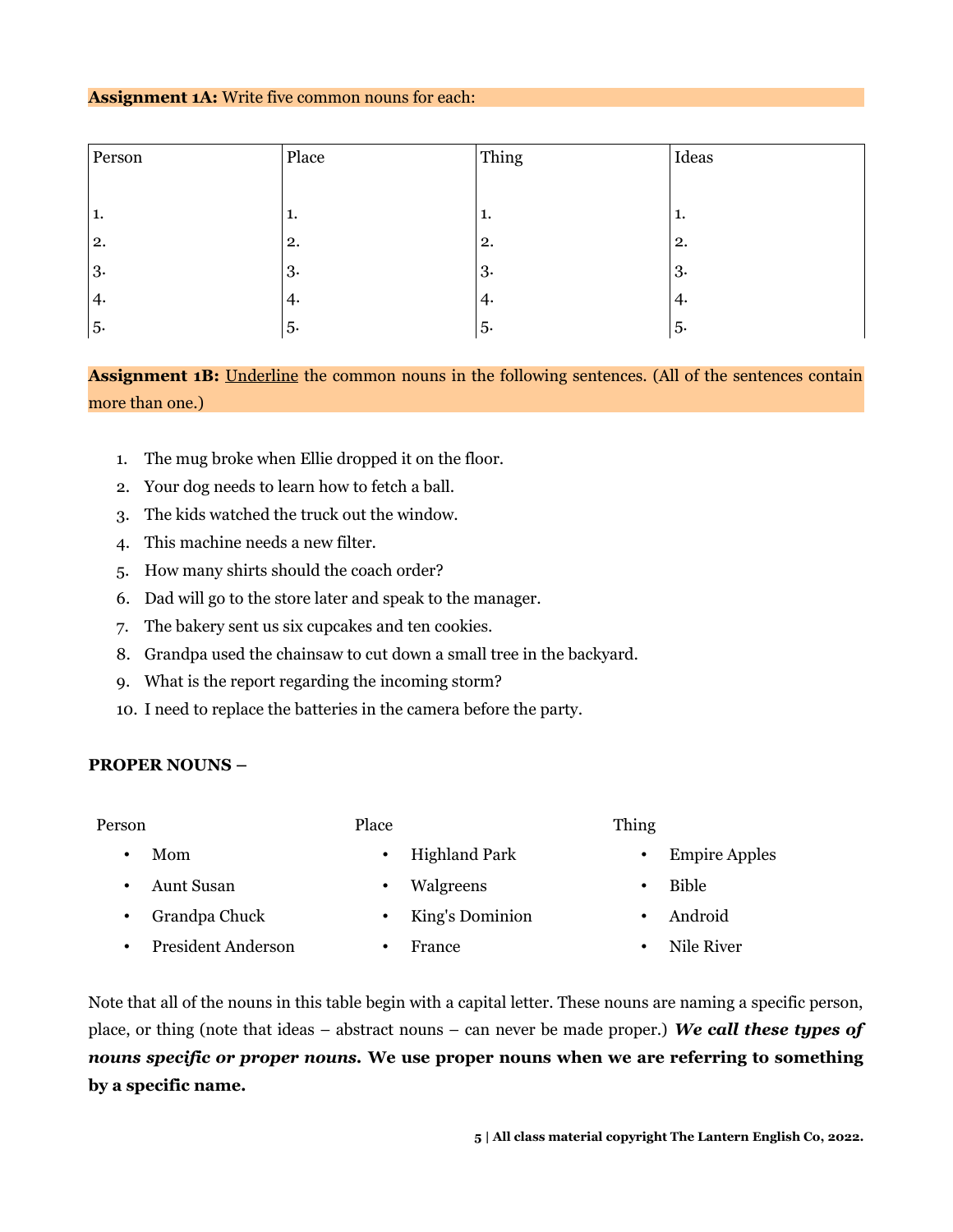**Assignment 1A:** Write five common nouns for each:

| Person | Place | Thing | Ideas |
|---|---|---|---|
| 1. | 1. | 1. | 1. |
| 2. | 2. | 2. | 2. |
| 3. | 3. | 3. | 3. |
| 4. | 4. | 4. | 4. |
| 5. | 5. | 5. | 5. |

**Assignment 1B:** Underline the common nouns in the following sentences. (All of the sentences contain more than one.)

1. The mug broke when Ellie dropped it on the floor.
2. Your dog needs to learn how to fetch a ball.
3. The kids watched the truck out the window.
4. This machine needs a new filter.
5. How many shirts should the coach order?
6. Dad will go to the store later and speak to the manager.
7. The bakery sent us six cupcakes and ten cookies.
8. Grandpa used the chainsaw to cut down a small tree in the backyard.
9. What is the report regarding the incoming storm?
10. I need to replace the batteries in the camera before the party.

**PROPER NOUNS –**

Person

- Mom
- Aunt Susan
- Grandpa Chuck
- President Anderson

Place

- Highland Park
- Walgreens
- King's Dominion
- France

Thing

- Empire Apples
- Bible
- Android
- Nile River

Note that all of the nouns in this table begin with a capital letter. These nouns are naming a specific person, place, or thing (note that ideas – abstract nouns – can never be made proper.) ***We call these types of nouns specific or proper nouns.*** **We use proper nouns when we are referring to something by a specific name.**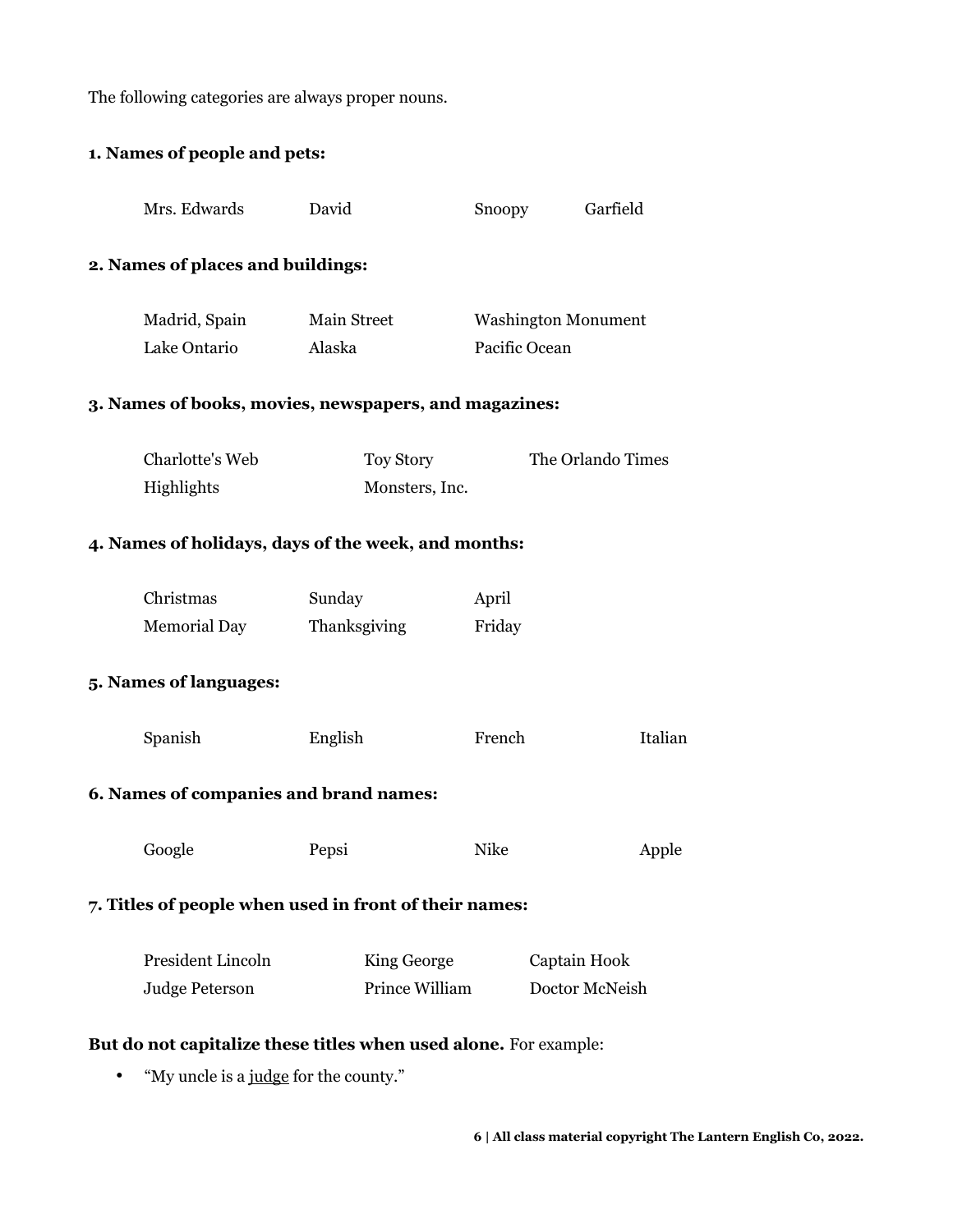The following categories are always proper nouns.

**1. Names of people and pets:**

| | | | |
|---|---|---|---|
| Mrs. Edwards | David | Snoopy | Garfield |

**2. Names of places and buildings:**

| | | |
|---|---|---|
| Madrid, Spain | Main Street | Washington Monument |
| Lake Ontario | Alaska | Pacific Ocean |

**3. Names of books, movies, newspapers, and magazines:**

| | | |
|---|---|---|
| Charlotte's Web | Toy Story | The Orlando Times |
| Highlights | Monsters, Inc. | |

**4. Names of holidays, days of the week, and months:**

| | | |
|---|---|---|
| Christmas | Sunday | April |
| Memorial Day | Thanksgiving | Friday |

**5. Names of languages:**

| | | | |
|---|---|---|---|
| Spanish | English | French | Italian |

**6. Names of companies and brand names:**

| | | | |
|---|---|---|---|
| Google | Pepsi | Nike | Apple |

**7. Titles of people when used in front of their names:**

| | | |
|---|---|---|
| President Lincoln | King George | Captain Hook |
| Judge Peterson | Prince William | Doctor McNeish |

**But do not capitalize these titles when used alone.** For example:

- "My uncle is a judge for the county."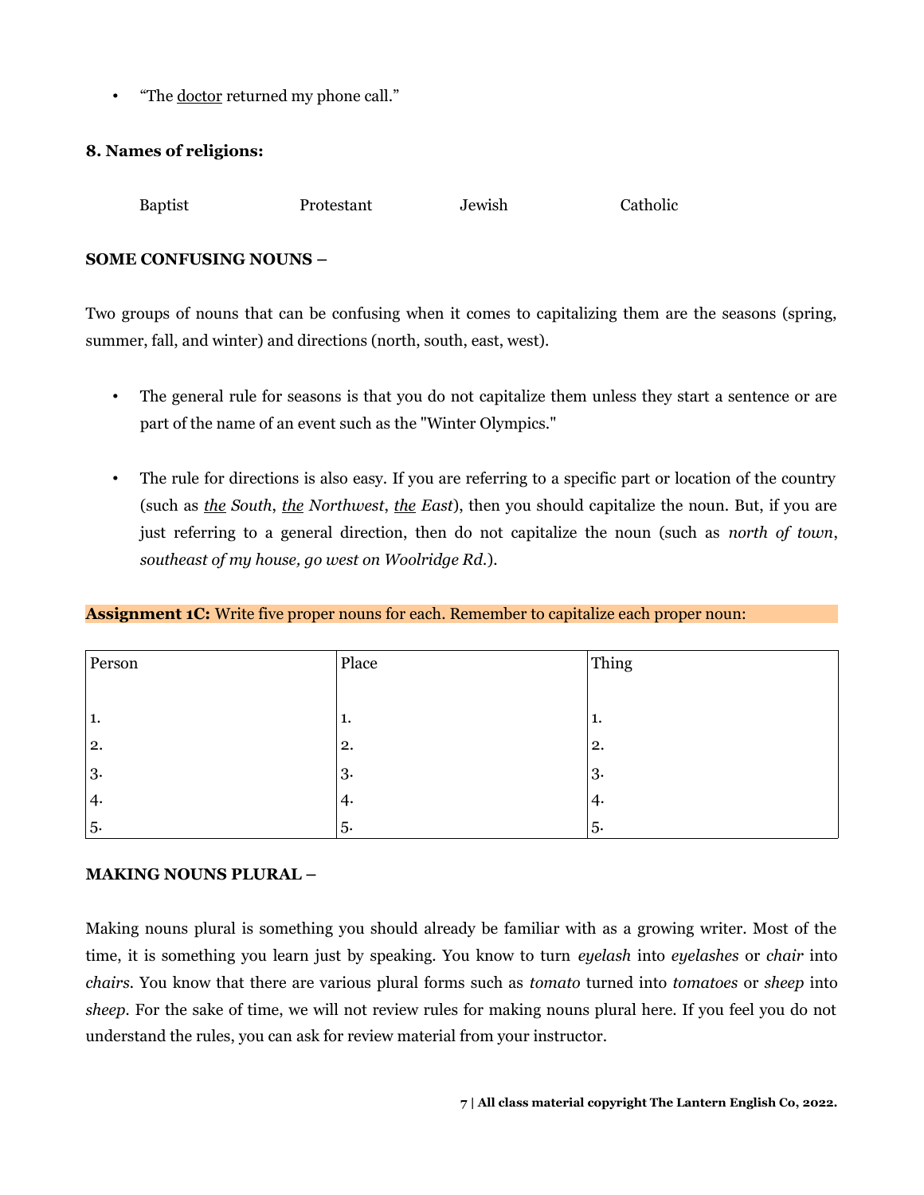- "The <u>doctor</u> returned my phone call."

**8. Names of religions:**

Baptist Protestant Jewish Catholic

**SOME CONFUSING NOUNS –**

Two groups of nouns that can be confusing when it comes to capitalizing them are the seasons (spring, summer, fall, and winter) and directions (north, south, east, west).

- The general rule for seasons is that you do not capitalize them unless they start a sentence or are part of the name of an event such as the "Winter Olympics."

- The rule for directions is also easy. If you are referring to a specific part or location of the country (such as *<u>the</u> South*, *<u>the</u> Northwest*, *<u>the</u> East*), then you should capitalize the noun. But, if you are just referring to a general direction, then do not capitalize the noun (such as *north of town*, *southeast of my house, go west on Woolridge Rd.*).

**Assignment 1C:** Write five proper nouns for each. Remember to capitalize each proper noun:

| Person | Place | Thing |
|---|---|---|
| 1. | 1. | 1. |
| 2. | 2. | 2. |
| 3. | 3. | 3. |
| 4. | 4. | 4. |
| 5. | 5. | 5. |

**MAKING NOUNS PLURAL –**

Making nouns plural is something you should already be familiar with as a growing writer. Most of the time, it is something you learn just by speaking. You know to turn *eyelash* into *eyelashes* or *chair* into *chairs*. You know that there are various plural forms such as *tomato* turned into *tomatoes* or *sheep* into *sheep*. For the sake of time, we will not review rules for making nouns plural here. If you feel you do not understand the rules, you can ask for review material from your instructor.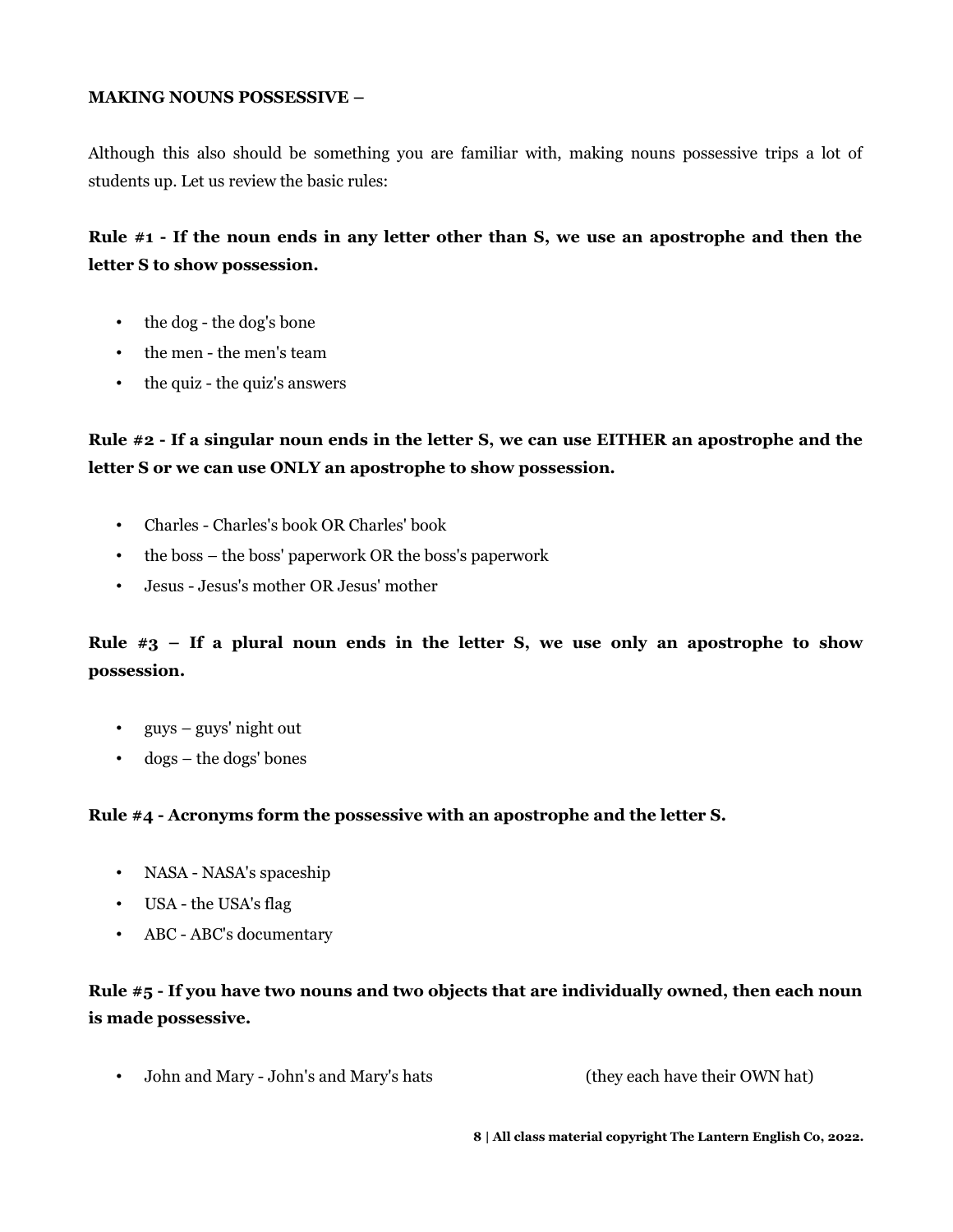**MAKING NOUNS POSSESSIVE –**

Although this also should be something you are familiar with, making nouns possessive trips a lot of students up. Let us review the basic rules:

**Rule #1 - If the noun ends in any letter other than S, we use an apostrophe and then the letter S to show possession.**

- the dog - the dog's bone
- the men - the men's team
- the quiz - the quiz's answers

**Rule #2 - If a singular noun ends in the letter S, we can use EITHER an apostrophe and the letter S or we can use ONLY an apostrophe to show possession.**

- Charles - Charles's book OR Charles' book
- the boss – the boss' paperwork OR the boss's paperwork
- Jesus - Jesus's mother OR Jesus' mother

**Rule #3 – If a plural noun ends in the letter S, we use only an apostrophe to show possession.**

- guys – guys' night out
- dogs – the dogs' bones

**Rule #4 - Acronyms form the possessive with an apostrophe and the letter S.**

- NASA - NASA's spaceship
- USA - the USA's flag
- ABC - ABC's documentary

**Rule #5 - If you have two nouns and two objects that are individually owned, then each noun is made possessive.**

- John and Mary - John's and Mary's hats (they each have their OWN hat)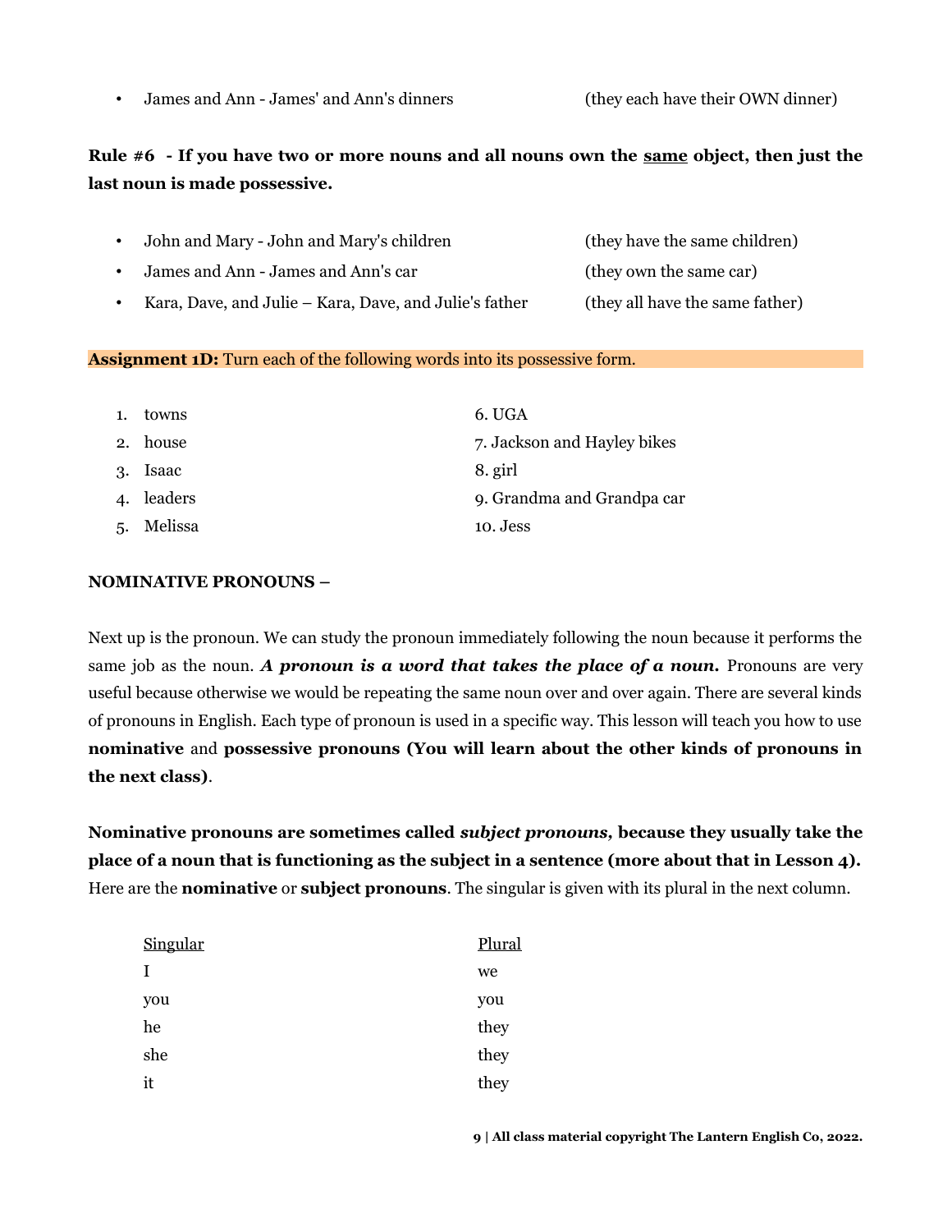- James and Ann - James' and Ann's dinners (they each have their OWN dinner)

**Rule #6 - If you have two or more nouns and all nouns own the <u>same</u> object, then just the last noun is made possessive.**

- John and Mary - John and Mary's children (they have the same children)
- James and Ann - James and Ann's car (they own the same car)
- Kara, Dave, and Julie – Kara, Dave, and Julie's father (they all have the same father)

**Assignment 1D:** Turn each of the following words into its possessive form.

1. towns
2. house
3. Isaac
4. leaders
5. Melissa
6. UGA
7. Jackson and Hayley bikes
8. girl
9. Grandma and Grandpa car
10. Jess

**NOMINATIVE PRONOUNS –**

Next up is the pronoun. We can study the pronoun immediately following the noun because it performs the same job as the noun. ***A pronoun is a word that takes the place of a noun.*** Pronouns are very useful because otherwise we would be repeating the same noun over and over again. There are several kinds of pronouns in English. Each type of pronoun is used in a specific way. This lesson will teach you how to use **nominative** and **possessive pronouns (You will learn about the other kinds of pronouns in the next class)**.

**Nominative pronouns are sometimes called *subject pronouns*, because they usually take the place of a noun that is functioning as the subject in a sentence (more about that in Lesson 4).** Here are the **nominative** or **subject pronouns**. The singular is given with its plural in the next column.

| Singular | Plural |
| --- | --- |
| I | we |
| you | you |
| he | they |
| she | they |
| it | they |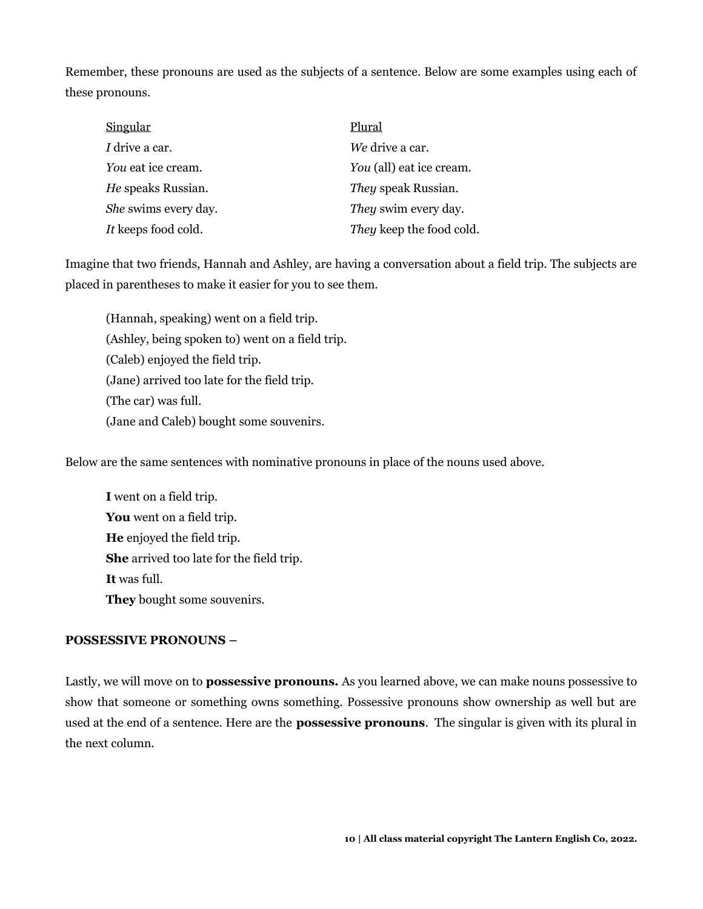Remember, these pronouns are used as the subjects of a sentence. Below are some examples using each of these pronouns.

| Singular | Plural |
| --- | --- |
| *I* drive a car. | *We* drive a car. |
| *You* eat ice cream. | *You* (all) eat ice cream. |
| *He* speaks Russian. | *They* speak Russian. |
| *She* swims every day. | *They* swim every day. |
| *It* keeps food cold. | *They* keep the food cold. |

Imagine that two friends, Hannah and Ashley, are having a conversation about a field trip. The subjects are placed in parentheses to make it easier for you to see them.

> (Hannah, speaking) went on a field trip.
> (Ashley, being spoken to) went on a field trip.
> (Caleb) enjoyed the field trip.
> (Jane) arrived too late for the field trip.
> (The car) was full.
> (Jane and Caleb) bought some souvenirs.

Below are the same sentences with nominative pronouns in place of the nouns used above.

> **I** went on a field trip.
> **You** went on a field trip.
> **He** enjoyed the field trip.
> **She** arrived too late for the field trip.
> **It** was full.
> **They** bought some souvenirs.

**POSSESSIVE PRONOUNS –**

Lastly, we will move on to **possessive pronouns.** As you learned above, we can make nouns possessive to show that someone or something owns something. Possessive pronouns show ownership as well but are used at the end of a sentence. Here are the **possessive pronouns**. The singular is given with its plural in the next column.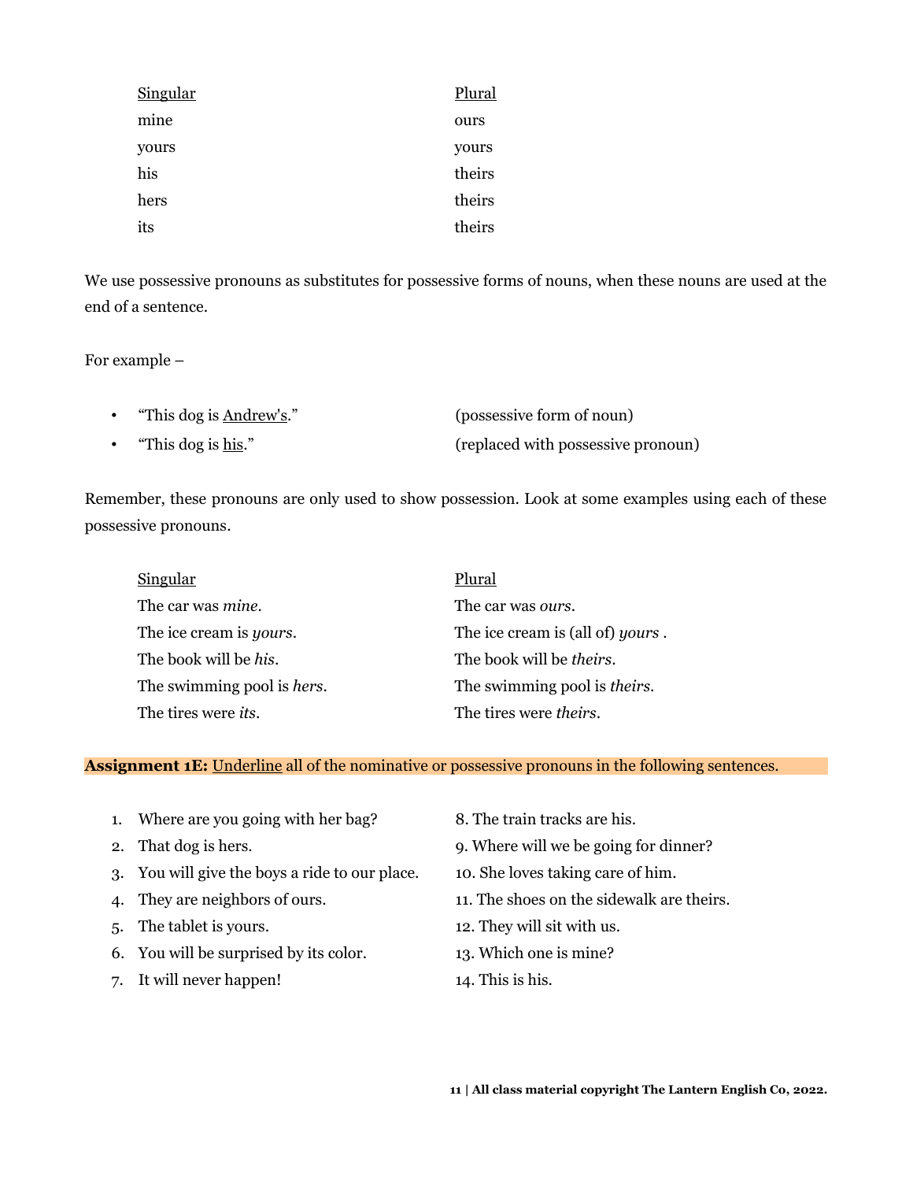| Singular | Plural |
|---|---|
| mine | ours |
| yours | yours |
| his | theirs |
| hers | theirs |
| its | theirs |

We use possessive pronouns as substitutes for possessive forms of nouns, when these nouns are used at the end of a sentence.

For example –

- "This dog is <u>Andrew's</u>." (possessive form of noun)
- "This dog is <u>his</u>." (replaced with possessive pronoun)

Remember, these pronouns are only used to show possession. Look at some examples using each of these possessive pronouns.

| Singular | Plural |
|---|---|
| The car was *mine*. | The car was *ours*. |
| The ice cream is *yours*. | The ice cream is (all of) *yours* . |
| The book will be *his*. | The book will be *theirs*. |
| The swimming pool is *hers*. | The swimming pool is *theirs*. |
| The tires were *its*. | The tires were *theirs*. |

**Assignment 1E:** <u>Underline</u> all of the nominative or possessive pronouns in the following sentences.

1. Where are you going with her bag?
2. That dog is hers.
3. You will give the boys a ride to our place.
4. They are neighbors of ours.
5. The tablet is yours.
6. You will be surprised by its color.
7. It will never happen!
8. The train tracks are his.
9. Where will we be going for dinner?
10. She loves taking care of him.
11. The shoes on the sidewalk are theirs.
12. They will sit with us.
13. Which one is mine?
14. This is his.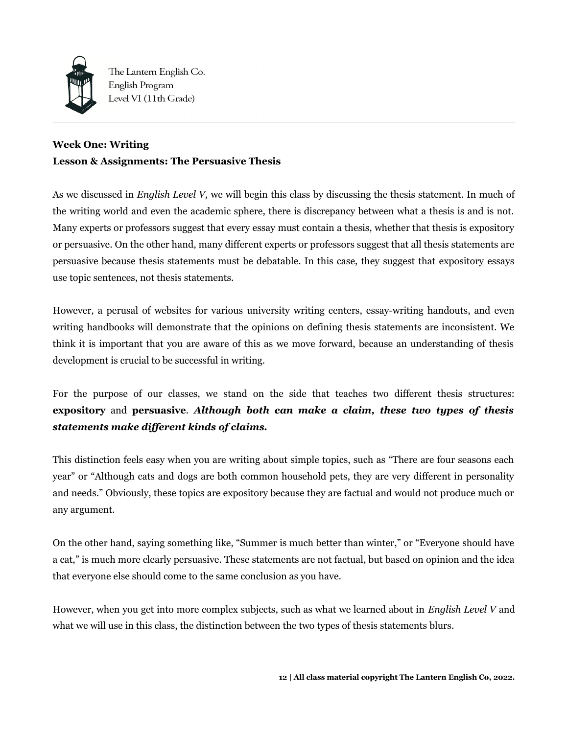**Week One: Writing**
**Lesson & Assignments: The Persuasive Thesis**

As we discussed in *English Level V,* we will begin this class by discussing the thesis statement. In much of the writing world and even the academic sphere, there is discrepancy between what a thesis is and is not. Many experts or professors suggest that every essay must contain a thesis, whether that thesis is expository or persuasive. On the other hand, many different experts or professors suggest that all thesis statements are persuasive because thesis statements must be debatable. In this case, they suggest that expository essays use topic sentences, not thesis statements.

However, a perusal of websites for various university writing centers, essay-writing handouts, and even writing handbooks will demonstrate that the opinions on defining thesis statements are inconsistent. We think it is important that you are aware of this as we move forward, because an understanding of thesis development is crucial to be successful in writing.

For the purpose of our classes, we stand on the side that teaches two different thesis structures: **expository** and **persuasive**. ***Although both can make a claim, these two types of thesis statements make different kinds of claims.***

This distinction feels easy when you are writing about simple topics, such as "There are four seasons each year" or "Although cats and dogs are both common household pets, they are very different in personality and needs." Obviously, these topics are expository because they are factual and would not produce much or any argument.

On the other hand, saying something like, "Summer is much better than winter," or "Everyone should have a cat," is much more clearly persuasive. These statements are not factual, but based on opinion and the idea that everyone else should come to the same conclusion as you have.

However, when you get into more complex subjects, such as what we learned about in *English Level V* and what we will use in this class, the distinction between the two types of thesis statements blurs.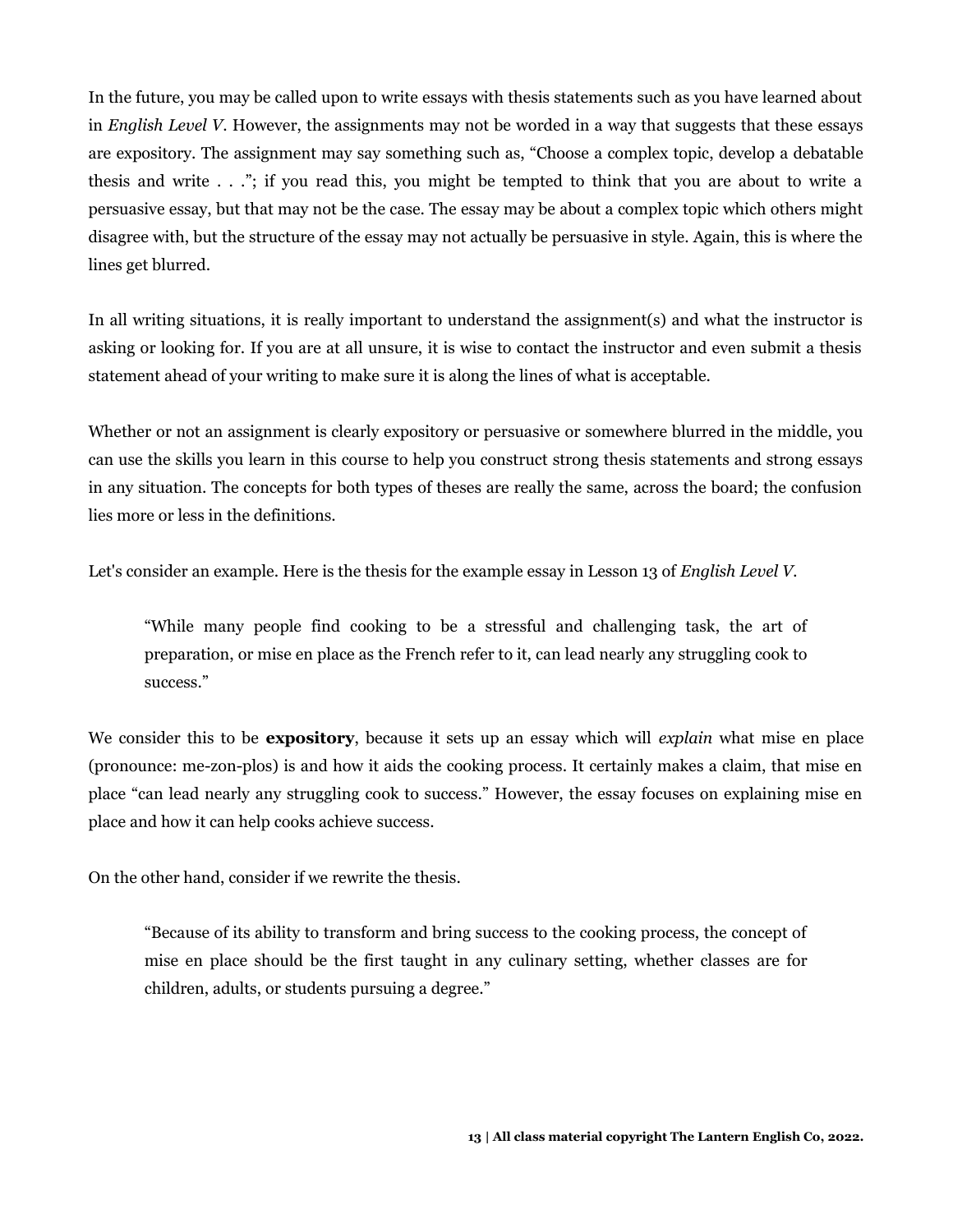In the future, you may be called upon to write essays with thesis statements such as you have learned about in *English Level V*. However, the assignments may not be worded in a way that suggests that these essays are expository. The assignment may say something such as, “Choose a complex topic, develop a debatable thesis and write . . .”; if you read this, you might be tempted to think that you are about to write a persuasive essay, but that may not be the case. The essay may be about a complex topic which others might disagree with, but the structure of the essay may not actually be persuasive in style. Again, this is where the lines get blurred.

In all writing situations, it is really important to understand the assignment(s) and what the instructor is asking or looking for. If you are at all unsure, it is wise to contact the instructor and even submit a thesis statement ahead of your writing to make sure it is along the lines of what is acceptable.

Whether or not an assignment is clearly expository or persuasive or somewhere blurred in the middle, you can use the skills you learn in this course to help you construct strong thesis statements and strong essays in any situation. The concepts for both types of theses are really the same, across the board; the confusion lies more or less in the definitions.

Let's consider an example. Here is the thesis for the example essay in Lesson 13 of *English Level V*.

> “While many people find cooking to be a stressful and challenging task, the art of preparation, or mise en place as the French refer to it, can lead nearly any struggling cook to success.”

We consider this to be **expository**, because it sets up an essay which will *explain* what mise en place (pronounce: me-zon-plos) is and how it aids the cooking process. It certainly makes a claim, that mise en place “can lead nearly any struggling cook to success.” However, the essay focuses on explaining mise en place and how it can help cooks achieve success.

On the other hand, consider if we rewrite the thesis.

> “Because of its ability to transform and bring success to the cooking process, the concept of mise en place should be the first taught in any culinary setting, whether classes are for children, adults, or students pursuing a degree.”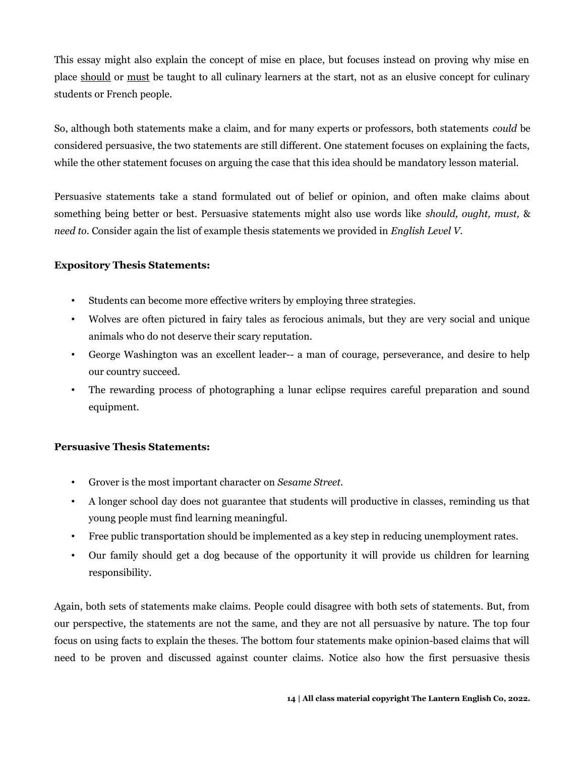This essay might also explain the concept of mise en place, but focuses instead on proving why mise en place <u>should</u> or <u>must</u> be taught to all culinary learners at the start, not as an elusive concept for culinary students or French people.

So, although both statements make a claim, and for many experts or professors, both statements *could* be considered persuasive, the two statements are still different. One statement focuses on explaining the facts, while the other statement focuses on arguing the case that this idea should be mandatory lesson material.

Persuasive statements take a stand formulated out of belief or opinion, and often make claims about something being better or best. Persuasive statements might also use words like *should, ought, must,* & *need to*. Consider again the list of example thesis statements we provided in *English Level V*.

**Expository Thesis Statements:**

- Students can become more effective writers by employing three strategies.
- Wolves are often pictured in fairy tales as ferocious animals, but they are very social and unique animals who do not deserve their scary reputation.
- George Washington was an excellent leader-- a man of courage, perseverance, and desire to help our country succeed.
- The rewarding process of photographing a lunar eclipse requires careful preparation and sound equipment.

**Persuasive Thesis Statements:**

- Grover is the most important character on *Sesame Street*.
- A longer school day does not guarantee that students will productive in classes, reminding us that young people must find learning meaningful.
- Free public transportation should be implemented as a key step in reducing unemployment rates.
- Our family should get a dog because of the opportunity it will provide us children for learning responsibility.

Again, both sets of statements make claims. People could disagree with both sets of statements. But, from our perspective, the statements are not the same, and they are not all persuasive by nature. The top four focus on using facts to explain the theses. The bottom four statements make opinion-based claims that will need to be proven and discussed against counter claims. Notice also how the first persuasive thesis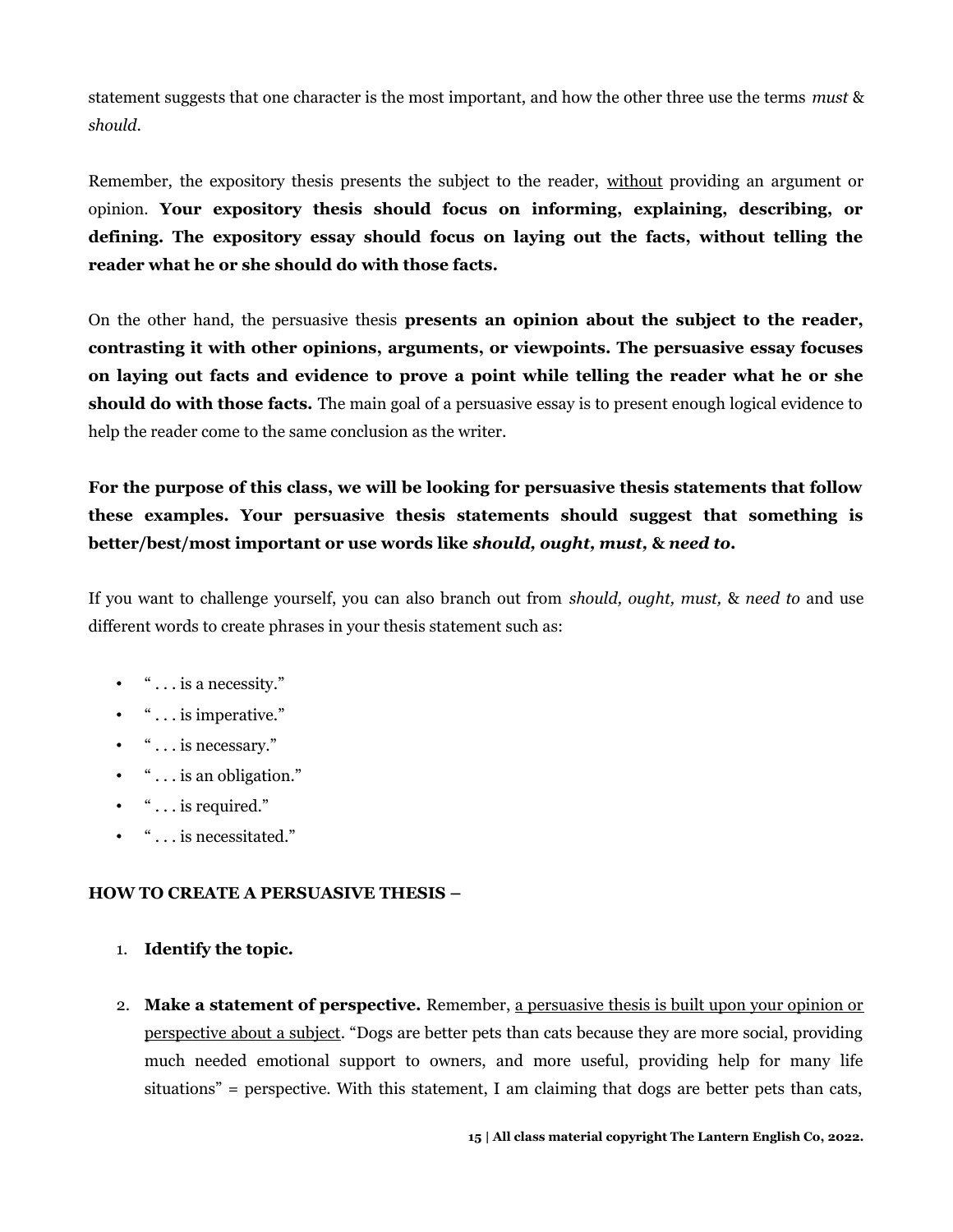statement suggests that one character is the most important, and how the other three use the terms *must* & *should*.

Remember, the expository thesis presents the subject to the reader, <u>without</u> providing an argument or opinion. **Your expository thesis should focus on informing, explaining, describing, or defining. The expository essay should focus on laying out the facts, without telling the reader what he or she should do with those facts.**

On the other hand, the persuasive thesis **presents an opinion about the subject to the reader, contrasting it with other opinions, arguments, or viewpoints. The persuasive essay focuses on laying out facts and evidence to prove a point while telling the reader what he or she should do with those facts.** The main goal of a persuasive essay is to present enough logical evidence to help the reader come to the same conclusion as the writer.

**For the purpose of this class, we will be looking for persuasive thesis statements that follow these examples. Your persuasive thesis statements should suggest that something is better/best/most important or use words like *should, ought, must,* & *need to.***

If you want to challenge yourself, you can also branch out from *should, ought, must,* & *need to* and use different words to create phrases in your thesis statement such as:

- " . . . is a necessity."
- " . . . is imperative."
- " . . . is necessary."
- " . . . is an obligation."
- " . . . is required."
- " . . . is necessitated."

**HOW TO CREATE A PERSUASIVE THESIS –**

1. **Identify the topic.**

2. **Make a statement of perspective.** Remember, <u>a persuasive thesis is built upon your opinion or perspective about a subject</u>. "Dogs are better pets than cats because they are more social, providing much needed emotional support to owners, and more useful, providing help for many life situations" = perspective. With this statement, I am claiming that dogs are better pets than cats,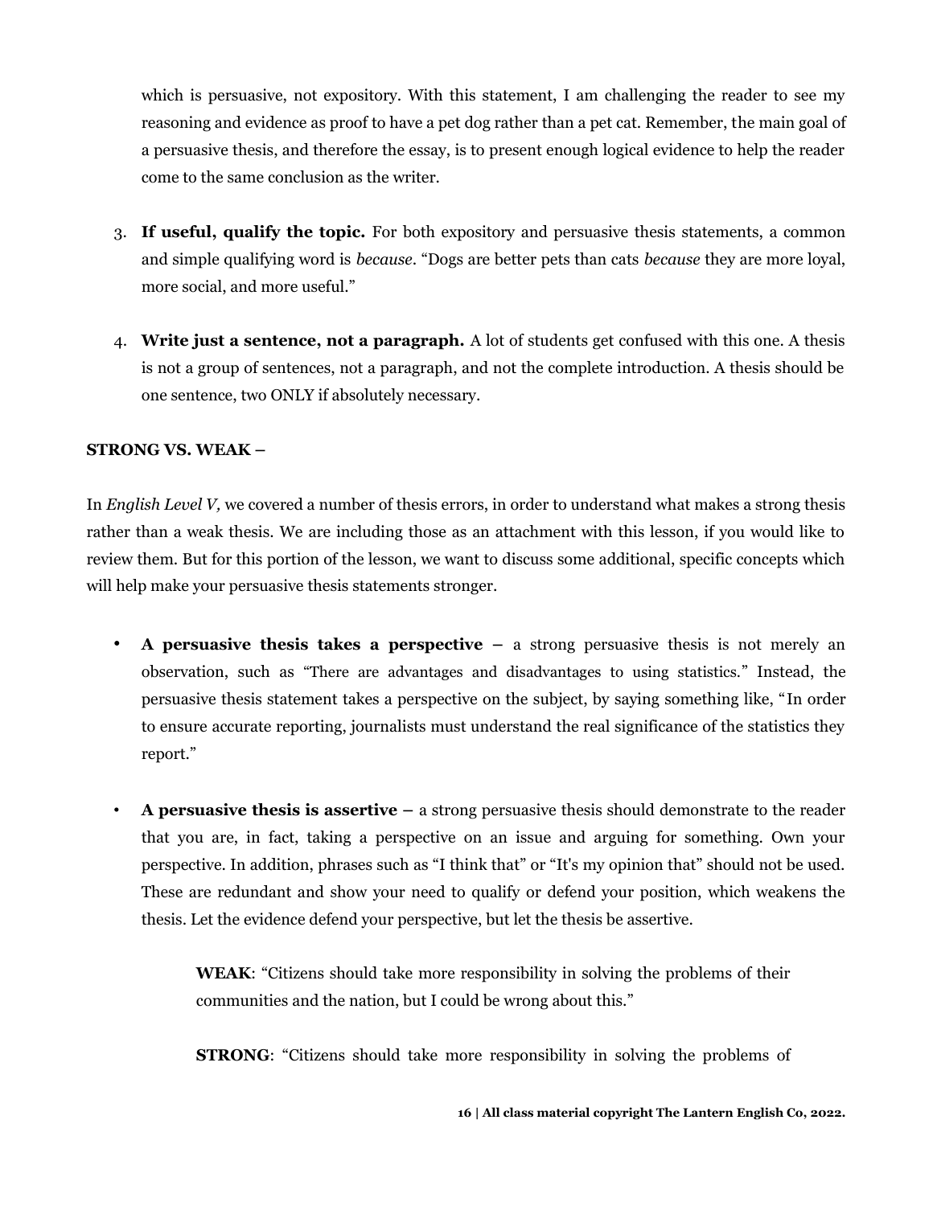which is persuasive, not expository. With this statement, I am challenging the reader to see my reasoning and evidence as proof to have a pet dog rather than a pet cat. Remember, the main goal of a persuasive thesis, and therefore the essay, is to present enough logical evidence to help the reader come to the same conclusion as the writer.

3. **If useful, qualify the topic.** For both expository and persuasive thesis statements, a common and simple qualifying word is *because*. "Dogs are better pets than cats *because* they are more loyal, more social, and more useful."

4. **Write just a sentence, not a paragraph.** A lot of students get confused with this one. A thesis is not a group of sentences, not a paragraph, and not the complete introduction. A thesis should be one sentence, two ONLY if absolutely necessary.

**STRONG VS. WEAK –**

In *English Level V,* we covered a number of thesis errors, in order to understand what makes a strong thesis rather than a weak thesis. We are including those as an attachment with this lesson, if you would like to review them. But for this portion of the lesson, we want to discuss some additional, specific concepts which will help make your persuasive thesis statements stronger.

- **A persuasive thesis takes a perspective –** a strong persuasive thesis is not merely an observation, such as "There are advantages and disadvantages to using statistics." Instead, the persuasive thesis statement takes a perspective on the subject, by saying something like, "In order to ensure accurate reporting, journalists must understand the real significance of the statistics they report."

- **A persuasive thesis is assertive –** a strong persuasive thesis should demonstrate to the reader that you are, in fact, taking a perspective on an issue and arguing for something. Own your perspective. In addition, phrases such as "I think that" or "It's my opinion that" should not be used. These are redundant and show your need to qualify or defend your position, which weakens the thesis. Let the evidence defend your perspective, but let the thesis be assertive.

  **WEAK**: "Citizens should take more responsibility in solving the problems of their communities and the nation, but I could be wrong about this."

  **STRONG**: "Citizens should take more responsibility in solving the problems of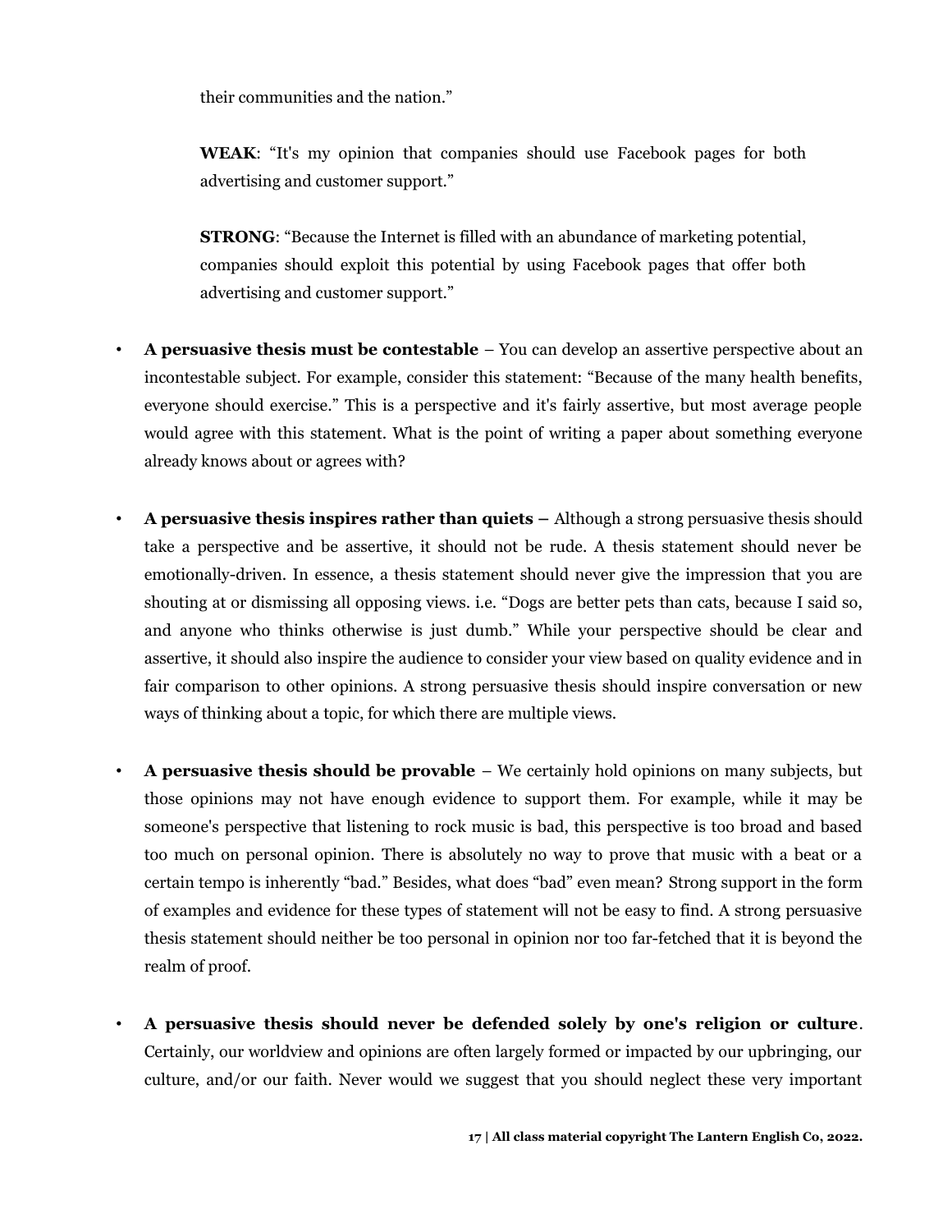their communities and the nation."

> **WEAK**: "It's my opinion that companies should use Facebook pages for both advertising and customer support."
>
> **STRONG**: "Because the Internet is filled with an abundance of marketing potential, companies should exploit this potential by using Facebook pages that offer both advertising and customer support."

- **A persuasive thesis must be contestable** – You can develop an assertive perspective about an incontestable subject. For example, consider this statement: "Because of the many health benefits, everyone should exercise." This is a perspective and it's fairly assertive, but most average people would agree with this statement. What is the point of writing a paper about something everyone already knows about or agrees with?

- **A persuasive thesis inspires rather than quiets –** Although a strong persuasive thesis should take a perspective and be assertive, it should not be rude. A thesis statement should never be emotionally-driven. In essence, a thesis statement should never give the impression that you are shouting at or dismissing all opposing views. i.e. "Dogs are better pets than cats, because I said so, and anyone who thinks otherwise is just dumb." While your perspective should be clear and assertive, it should also inspire the audience to consider your view based on quality evidence and in fair comparison to other opinions. A strong persuasive thesis should inspire conversation or new ways of thinking about a topic, for which there are multiple views.

- **A persuasive thesis should be provable** – We certainly hold opinions on many subjects, but those opinions may not have enough evidence to support them. For example, while it may be someone's perspective that listening to rock music is bad, this perspective is too broad and based too much on personal opinion. There is absolutely no way to prove that music with a beat or a certain tempo is inherently "bad." Besides, what does "bad" even mean? Strong support in the form of examples and evidence for these types of statement will not be easy to find. A strong persuasive thesis statement should neither be too personal in opinion nor too far-fetched that it is beyond the realm of proof.

- **A persuasive thesis should never be defended solely by one's religion or culture**. Certainly, our worldview and opinions are often largely formed or impacted by our upbringing, our culture, and/or our faith. Never would we suggest that you should neglect these very important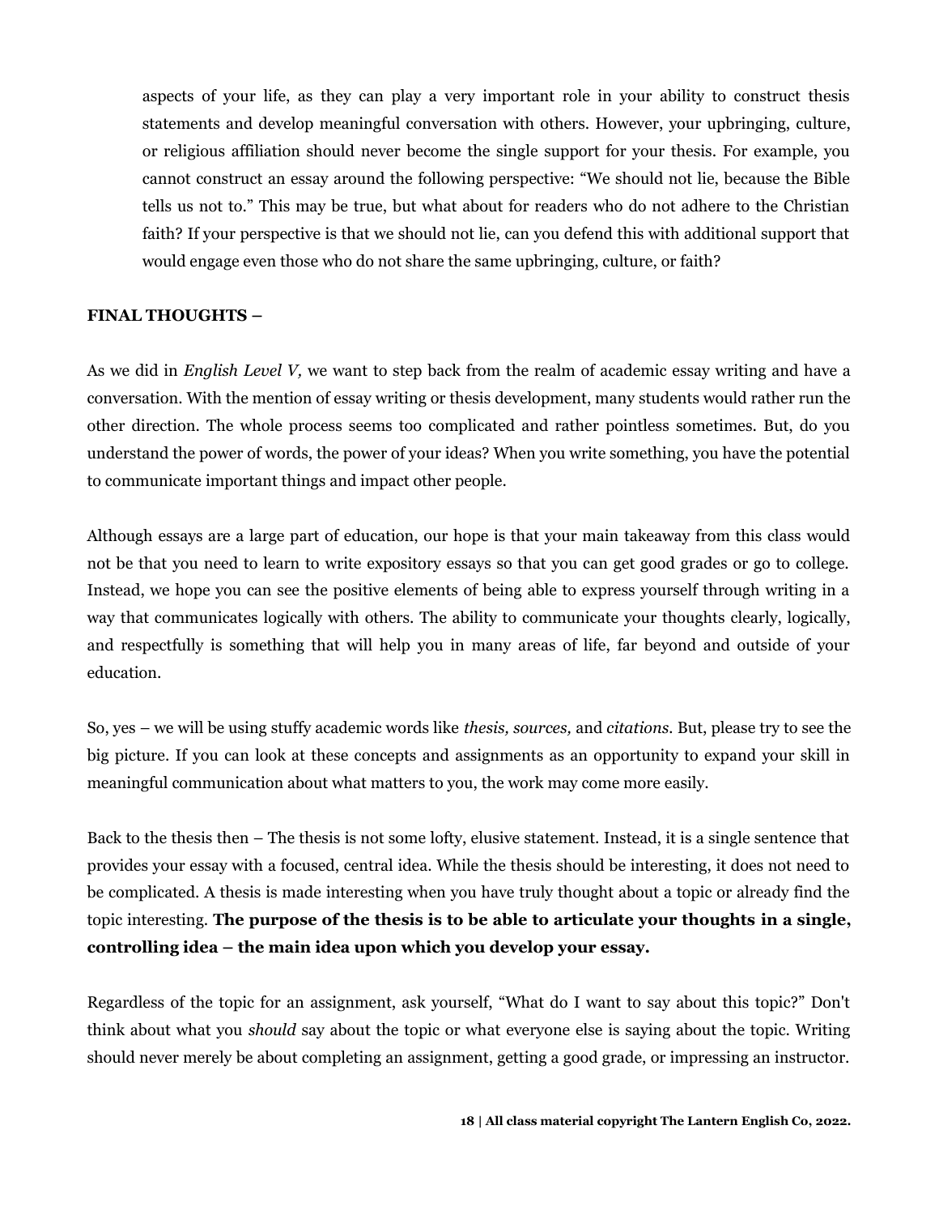aspects of your life, as they can play a very important role in your ability to construct thesis statements and develop meaningful conversation with others. However, your upbringing, culture, or religious affiliation should never become the single support for your thesis. For example, you cannot construct an essay around the following perspective: "We should not lie, because the Bible tells us not to." This may be true, but what about for readers who do not adhere to the Christian faith? If your perspective is that we should not lie, can you defend this with additional support that would engage even those who do not share the same upbringing, culture, or faith?

**FINAL THOUGHTS –**

As we did in *English Level V,* we want to step back from the realm of academic essay writing and have a conversation. With the mention of essay writing or thesis development, many students would rather run the other direction. The whole process seems too complicated and rather pointless sometimes. But, do you understand the power of words, the power of your ideas? When you write something, you have the potential to communicate important things and impact other people.

Although essays are a large part of education, our hope is that your main takeaway from this class would not be that you need to learn to write expository essays so that you can get good grades or go to college. Instead, we hope you can see the positive elements of being able to express yourself through writing in a way that communicates logically with others. The ability to communicate your thoughts clearly, logically, and respectfully is something that will help you in many areas of life, far beyond and outside of your education.

So, yes – we will be using stuffy academic words like *thesis, sources,* and *citations.* But, please try to see the big picture. If you can look at these concepts and assignments as an opportunity to expand your skill in meaningful communication about what matters to you, the work may come more easily.

Back to the thesis then – The thesis is not some lofty, elusive statement. Instead, it is a single sentence that provides your essay with a focused, central idea. While the thesis should be interesting, it does not need to be complicated. A thesis is made interesting when you have truly thought about a topic or already find the topic interesting. **The purpose of the thesis is to be able to articulate your thoughts in a single, controlling idea – the main idea upon which you develop your essay.**

Regardless of the topic for an assignment, ask yourself, "What do I want to say about this topic?" Don't think about what you *should* say about the topic or what everyone else is saying about the topic. Writing should never merely be about completing an assignment, getting a good grade, or impressing an instructor.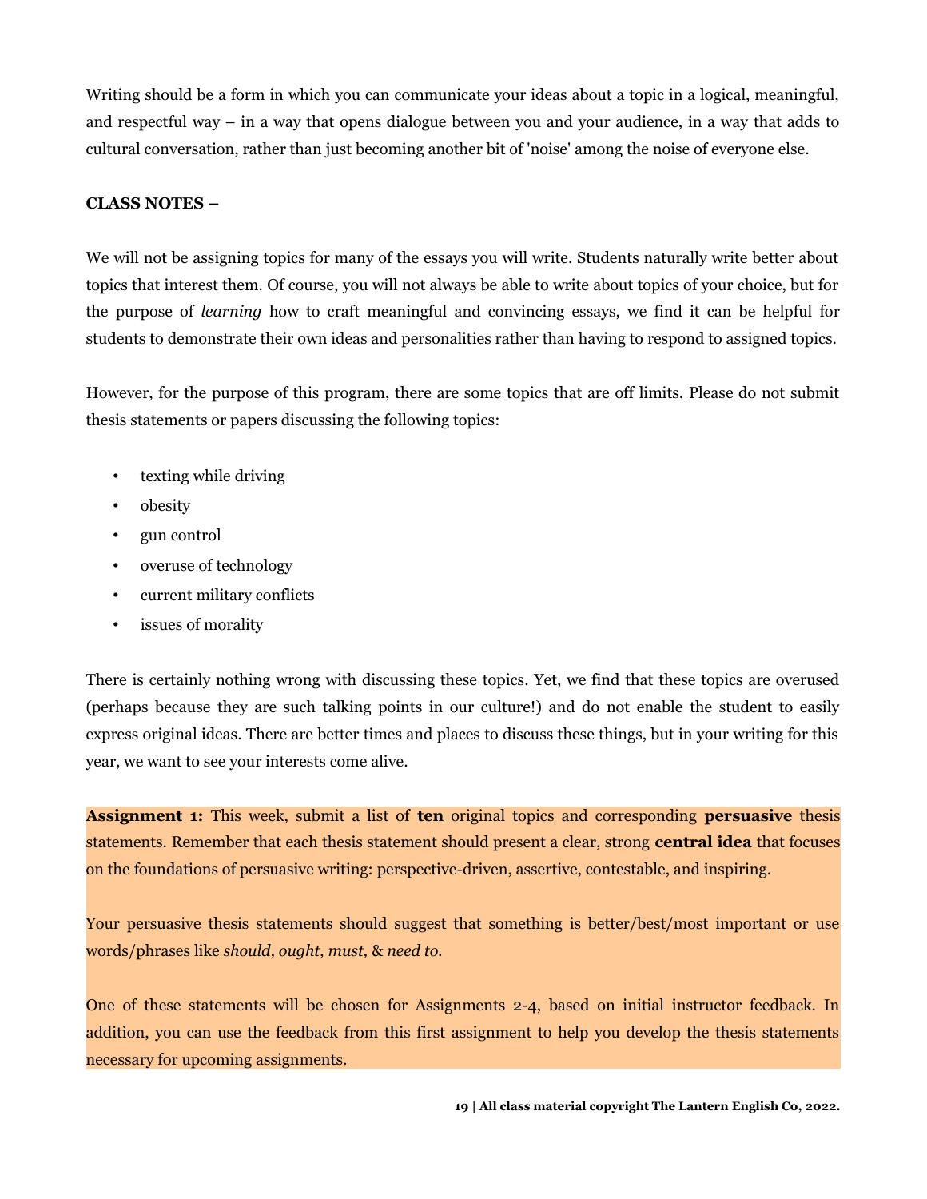Writing should be a form in which you can communicate your ideas about a topic in a logical, meaningful, and respectful way – in a way that opens dialogue between you and your audience, in a way that adds to cultural conversation, rather than just becoming another bit of 'noise' among the noise of everyone else.

**CLASS NOTES –**

We will not be assigning topics for many of the essays you will write. Students naturally write better about topics that interest them. Of course, you will not always be able to write about topics of your choice, but for the purpose of *learning* how to craft meaningful and convincing essays, we find it can be helpful for students to demonstrate their own ideas and personalities rather than having to respond to assigned topics.

However, for the purpose of this program, there are some topics that are off limits. Please do not submit thesis statements or papers discussing the following topics:

- texting while driving
- obesity
- gun control
- overuse of technology
- current military conflicts
- issues of morality

There is certainly nothing wrong with discussing these topics. Yet, we find that these topics are overused (perhaps because they are such talking points in our culture!) and do not enable the student to easily express original ideas. There are better times and places to discuss these things, but in your writing for this year, we want to see your interests come alive.

**Assignment 1:** This week, submit a list of **ten** original topics and corresponding **persuasive** thesis statements. Remember that each thesis statement should present a clear, strong **central idea** that focuses on the foundations of persuasive writing: perspective-driven, assertive, contestable, and inspiring.

Your persuasive thesis statements should suggest that something is better/best/most important or use words/phrases like *should, ought, must,* & *need to.*

One of these statements will be chosen for Assignments 2-4, based on initial instructor feedback. In addition, you can use the feedback from this first assignment to help you develop the thesis statements necessary for upcoming assignments.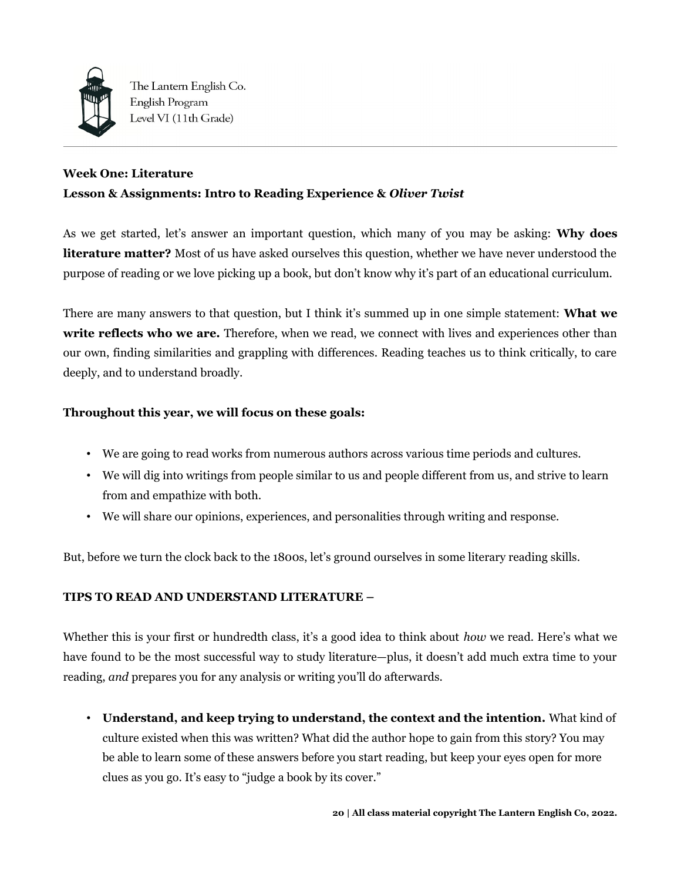**Week One: Literature**

**Lesson & Assignments: Intro to Reading Experience & *Oliver Twist***

As we get started, let's answer an important question, which many of you may be asking: **Why does literature matter?** Most of us have asked ourselves this question, whether we have never understood the purpose of reading or we love picking up a book, but don't know why it's part of an educational curriculum.

There are many answers to that question, but I think it's summed up in one simple statement: **What we write reflects who we are.** Therefore, when we read, we connect with lives and experiences other than our own, finding similarities and grappling with differences. Reading teaches us to think critically, to care deeply, and to understand broadly.

**Throughout this year, we will focus on these goals:**

- We are going to read works from numerous authors across various time periods and cultures.
- We will dig into writings from people similar to us and people different from us, and strive to learn from and empathize with both.
- We will share our opinions, experiences, and personalities through writing and response.

But, before we turn the clock back to the 1800s, let's ground ourselves in some literary reading skills.

**TIPS TO READ AND UNDERSTAND LITERATURE –**

Whether this is your first or hundredth class, it's a good idea to think about *how* we read. Here's what we have found to be the most successful way to study literature—plus, it doesn't add much extra time to your reading, *and* prepares you for any analysis or writing you'll do afterwards.

- **Understand, and keep trying to understand, the context and the intention.** What kind of culture existed when this was written? What did the author hope to gain from this story? You may be able to learn some of these answers before you start reading, but keep your eyes open for more clues as you go. It's easy to "judge a book by its cover."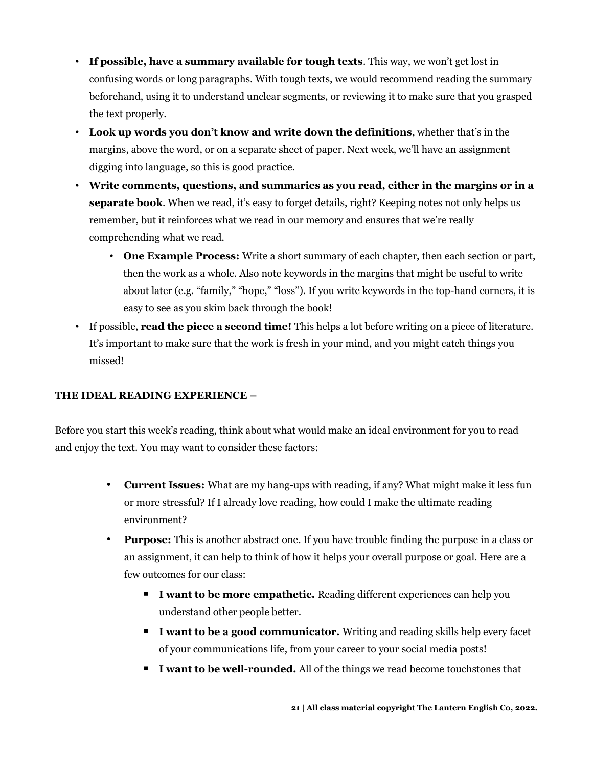- **If possible, have a summary available for tough texts**. This way, we won't get lost in confusing words or long paragraphs. With tough texts, we would recommend reading the summary beforehand, using it to understand unclear segments, or reviewing it to make sure that you grasped the text properly.
- **Look up words you don't know and write down the definitions**, whether that's in the margins, above the word, or on a separate sheet of paper. Next week, we'll have an assignment digging into language, so this is good practice.
- **Write comments, questions, and summaries as you read, either in the margins or in a separate book**. When we read, it's easy to forget details, right? Keeping notes not only helps us remember, but it reinforces what we read in our memory and ensures that we're really comprehending what we read.
    - **One Example Process:** Write a short summary of each chapter, then each section or part, then the work as a whole. Also note keywords in the margins that might be useful to write about later (e.g. "family," "hope," "loss"). If you write keywords in the top-hand corners, it is easy to see as you skim back through the book!
- If possible, **read the piece a second time!** This helps a lot before writing on a piece of literature. It's important to make sure that the work is fresh in your mind, and you might catch things you missed!

**THE IDEAL READING EXPERIENCE –**

Before you start this week's reading, think about what would make an ideal environment for you to read and enjoy the text. You may want to consider these factors:

- **Current Issues:** What are my hang-ups with reading, if any? What might make it less fun or more stressful? If I already love reading, how could I make the ultimate reading environment?
- **Purpose:** This is another abstract one. If you have trouble finding the purpose in a class or an assignment, it can help to think of how it helps your overall purpose or goal. Here are a few outcomes for our class:
    - **I want to be more empathetic.** Reading different experiences can help you understand other people better.
    - **I want to be a good communicator.** Writing and reading skills help every facet of your communications life, from your career to your social media posts!
    - **I want to be well-rounded.** All of the things we read become touchstones that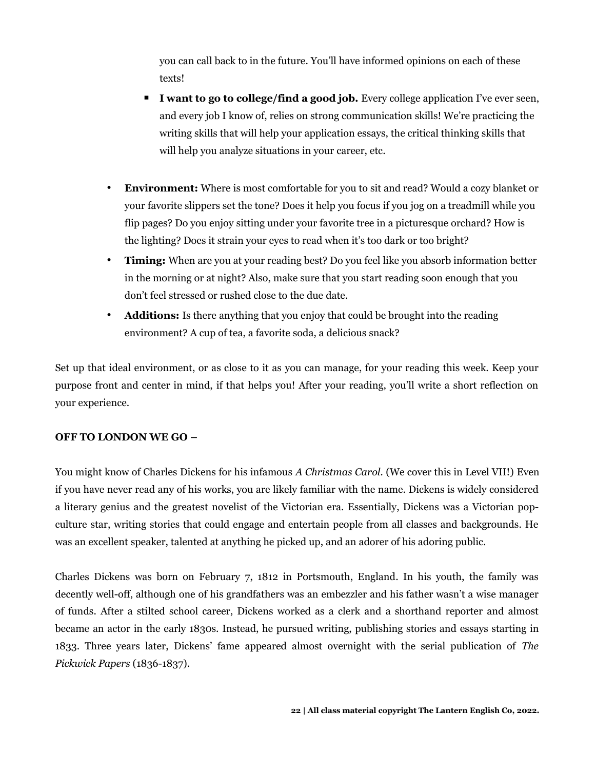you can call back to in the future. You'll have informed opinions on each of these texts!

  - **I want to go to college/find a good job.** Every college application I've ever seen, and every job I know of, relies on strong communication skills! We're practicing the writing skills that will help your application essays, the critical thinking skills that will help you analyze situations in your career, etc.

- **Environment:** Where is most comfortable for you to sit and read? Would a cozy blanket or your favorite slippers set the tone? Does it help you focus if you jog on a treadmill while you flip pages? Do you enjoy sitting under your favorite tree in a picturesque orchard? How is the lighting? Does it strain your eyes to read when it's too dark or too bright?
- **Timing:** When are you at your reading best? Do you feel like you absorb information better in the morning or at night? Also, make sure that you start reading soon enough that you don't feel stressed or rushed close to the due date.
- **Additions:** Is there anything that you enjoy that could be brought into the reading environment? A cup of tea, a favorite soda, a delicious snack?

Set up that ideal environment, or as close to it as you can manage, for your reading this week. Keep your purpose front and center in mind, if that helps you! After your reading, you'll write a short reflection on your experience.

**OFF TO LONDON WE GO –**

You might know of Charles Dickens for his infamous *A Christmas Carol.* (We cover this in Level VII!) Even if you have never read any of his works, you are likely familiar with the name. Dickens is widely considered a literary genius and the greatest novelist of the Victorian era. Essentially, Dickens was a Victorian pop-culture star, writing stories that could engage and entertain people from all classes and backgrounds. He was an excellent speaker, talented at anything he picked up, and an adorer of his adoring public.

Charles Dickens was born on February 7, 1812 in Portsmouth, England. In his youth, the family was decently well-off, although one of his grandfathers was an embezzler and his father wasn't a wise manager of funds. After a stilted school career, Dickens worked as a clerk and a shorthand reporter and almost became an actor in the early 1830s. Instead, he pursued writing, publishing stories and essays starting in 1833. Three years later, Dickens' fame appeared almost overnight with the serial publication of *The Pickwick Papers* (1836-1837).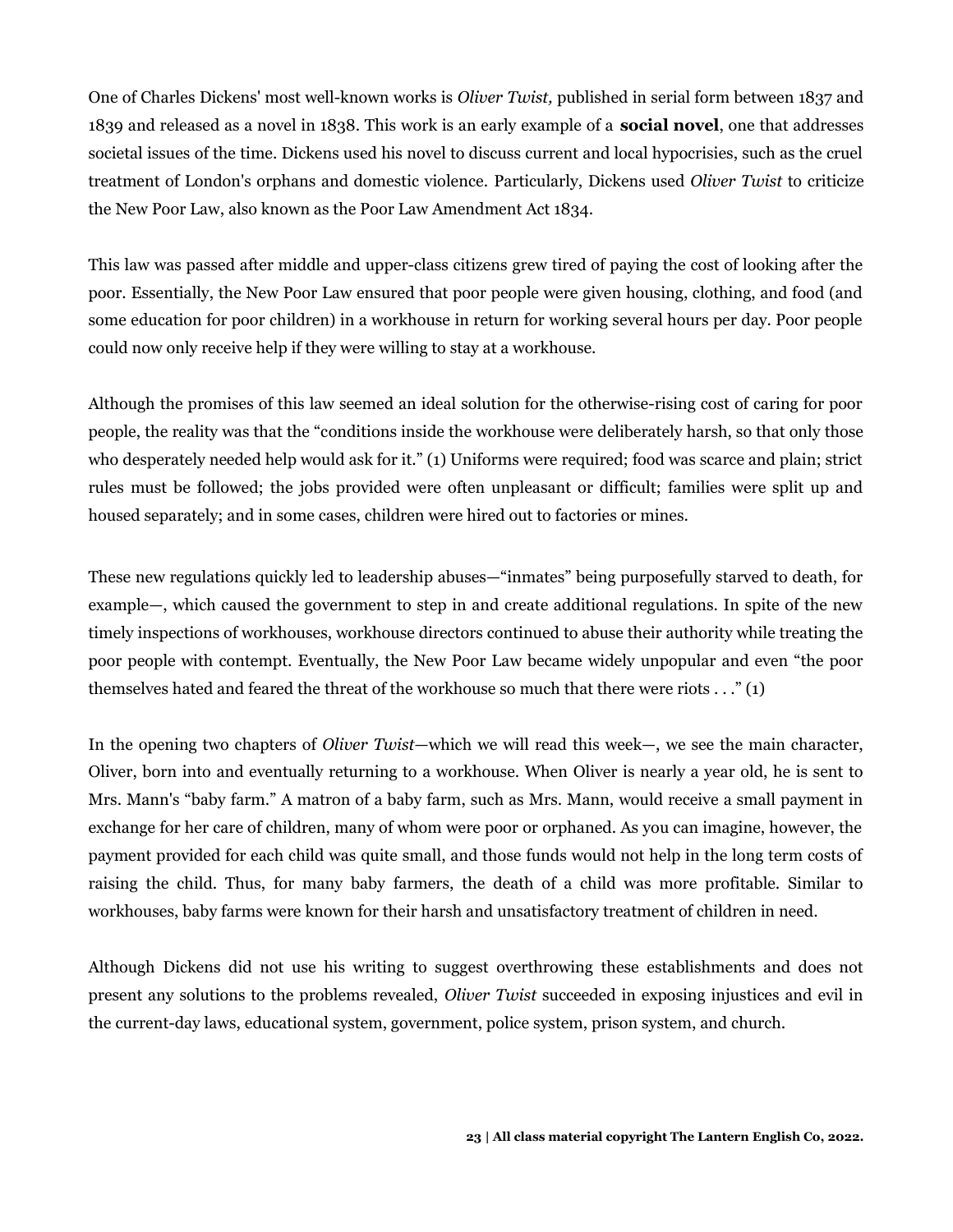One of Charles Dickens' most well-known works is *Oliver Twist,* published in serial form between 1837 and 1839 and released as a novel in 1838. This work is an early example of a **social novel**, one that addresses societal issues of the time. Dickens used his novel to discuss current and local hypocrisies, such as the cruel treatment of London's orphans and domestic violence. Particularly, Dickens used *Oliver Twist* to criticize the New Poor Law, also known as the Poor Law Amendment Act 1834.

This law was passed after middle and upper-class citizens grew tired of paying the cost of looking after the poor. Essentially, the New Poor Law ensured that poor people were given housing, clothing, and food (and some education for poor children) in a workhouse in return for working several hours per day. Poor people could now only receive help if they were willing to stay at a workhouse.

Although the promises of this law seemed an ideal solution for the otherwise-rising cost of caring for poor people, the reality was that the "conditions inside the workhouse were deliberately harsh, so that only those who desperately needed help would ask for it." (1) Uniforms were required; food was scarce and plain; strict rules must be followed; the jobs provided were often unpleasant or difficult; families were split up and housed separately; and in some cases, children were hired out to factories or mines.

These new regulations quickly led to leadership abuses—"inmates" being purposefully starved to death, for example—, which caused the government to step in and create additional regulations. In spite of the new timely inspections of workhouses, workhouse directors continued to abuse their authority while treating the poor people with contempt. Eventually, the New Poor Law became widely unpopular and even "the poor themselves hated and feared the threat of the workhouse so much that there were riots . . ." (1)

In the opening two chapters of *Oliver Twist*—which we will read this week—, we see the main character, Oliver, born into and eventually returning to a workhouse. When Oliver is nearly a year old, he is sent to Mrs. Mann's "baby farm." A matron of a baby farm, such as Mrs. Mann, would receive a small payment in exchange for her care of children, many of whom were poor or orphaned. As you can imagine, however, the payment provided for each child was quite small, and those funds would not help in the long term costs of raising the child. Thus, for many baby farmers, the death of a child was more profitable. Similar to workhouses, baby farms were known for their harsh and unsatisfactory treatment of children in need.

Although Dickens did not use his writing to suggest overthrowing these establishments and does not present any solutions to the problems revealed, *Oliver Twist* succeeded in exposing injustices and evil in the current-day laws, educational system, government, police system, prison system, and church.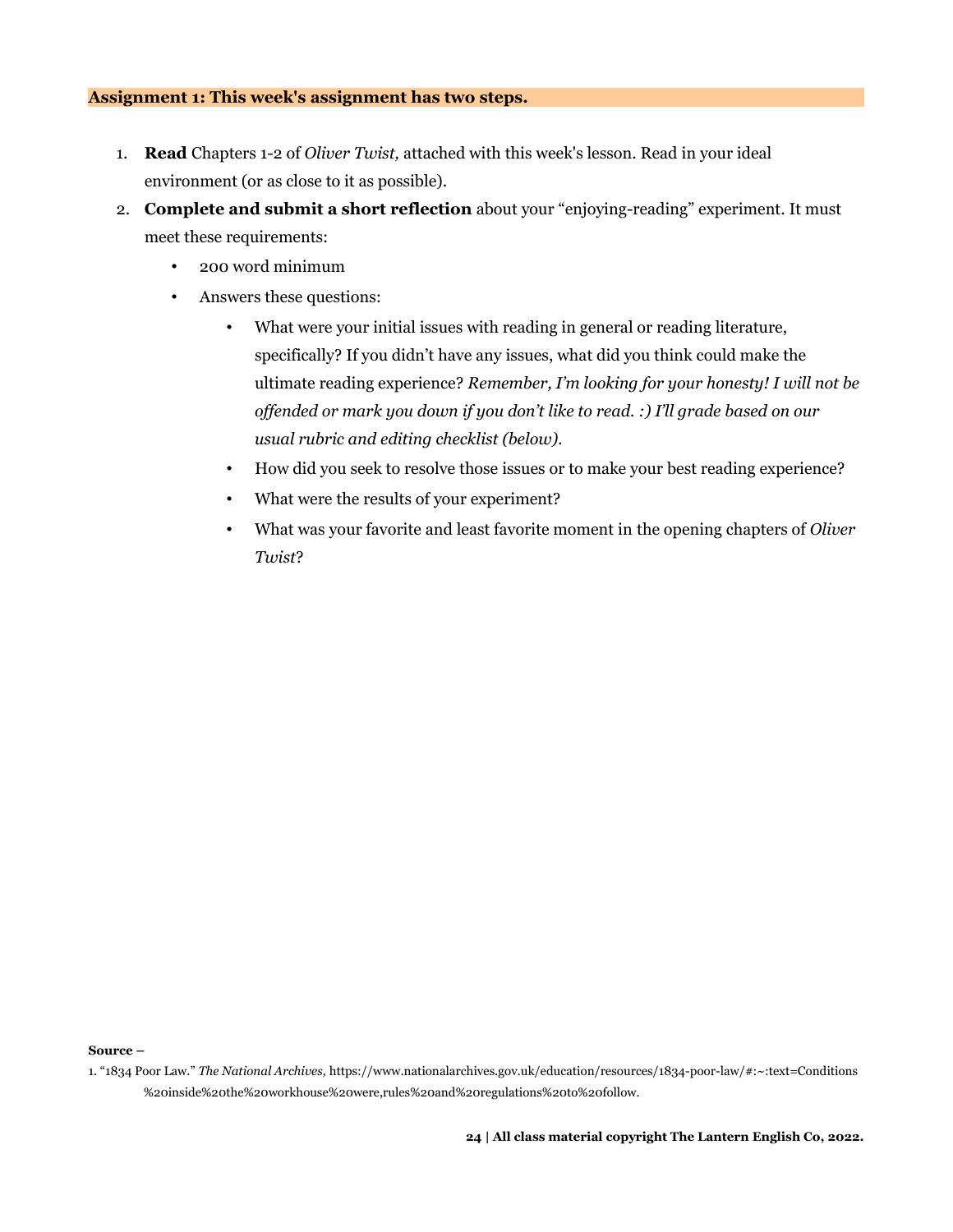**Assignment 1: This week's assignment has two steps.**

1. **Read** Chapters 1-2 of *Oliver Twist,* attached with this week's lesson. Read in your ideal environment (or as close to it as possible).
2. **Complete and submit a short reflection** about your "enjoying-reading" experiment. It must meet these requirements:
   - 200 word minimum
   - Answers these questions:
     - What were your initial issues with reading in general or reading literature, specifically? If you didn't have any issues, what did you think could make the ultimate reading experience? *Remember, I'm looking for your honesty! I will not be offended or mark you down if you don't like to read. :) I'll grade based on our usual rubric and editing checklist (below).*
     - How did you seek to resolve those issues or to make your best reading experience?
     - What were the results of your experiment?
     - What was your favorite and least favorite moment in the opening chapters of *Oliver Twist*?

**Source –**

1. "1834 Poor Law." *The National Archives,* https://www.nationalarchives.gov.uk/education/resources/1834-poor-law/#:~:text=Conditions%20inside%20the%20workhouse%20were,rules%20and%20regulations%20to%20follow.

**All class material copyright The Lantern English Co, 2022.**